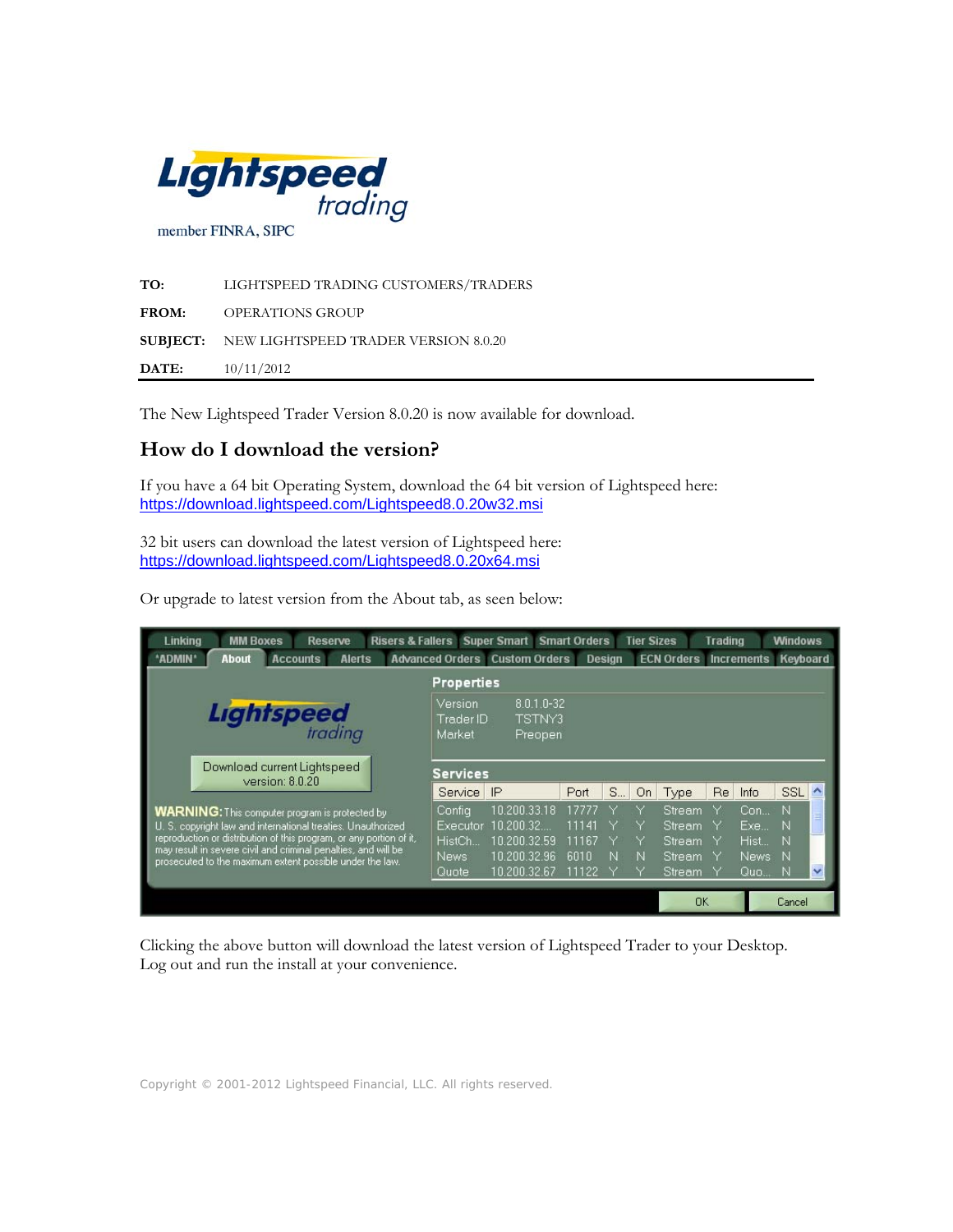member FINRA, SIPC

| | |
|---|---|
| **TO:** | LIGHTSPEED TRADING CUSTOMERS/TRADERS |
| **FROM:** | OPERATIONS GROUP |
| **SUBJECT:** | NEW LIGHTSPEED TRADER VERSION 8.0.20 |
| **DATE:** | 10/11/2012 |

The New Lightspeed Trader Version 8.0.20 is now available for download.

## How do I download the version?

If you have a 64 bit Operating System, download the 64 bit version of Lightspeed here:
https://download.lightspeed.com/Lightspeed8.0.20w32.msi

32 bit users can download the latest version of Lightspeed here:
https://download.lightspeed.com/Lightspeed8.0.20x64.msi

Or upgrade to latest version from the About tab, as seen below:

Clicking the above button will download the latest version of Lightspeed Trader to your Desktop. Log out and run the install at your convenience.

Copyright © 2001-2012 Lightspeed Financial, LLC. All rights reserved.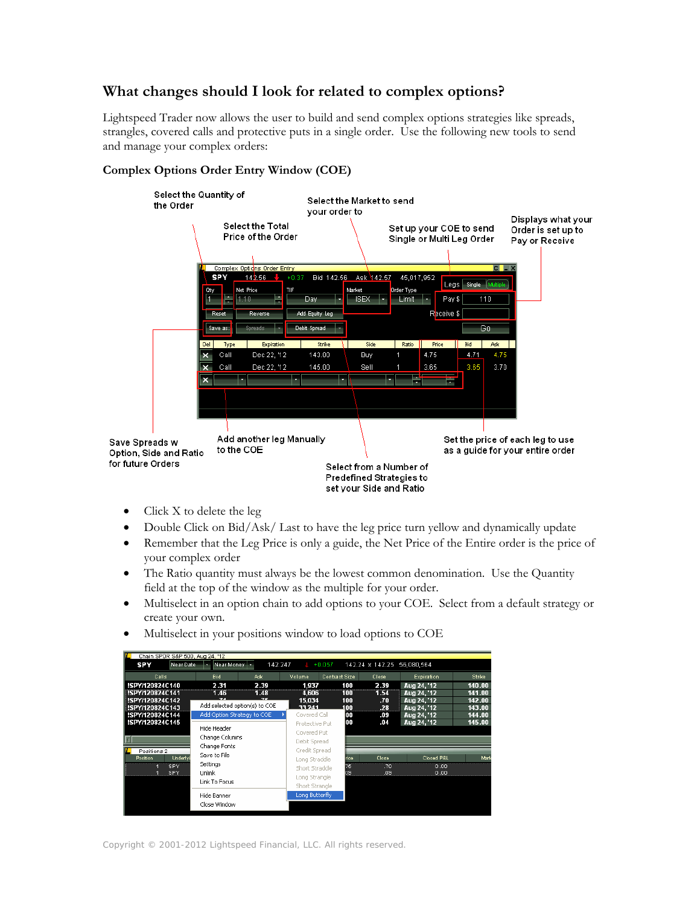## What changes should I look for related to complex options?

Lightspeed Trader now allows the user to build and send complex options strategies like spreads, strangles, covered calls and protective puts in a single order. Use the following new tools to send and manage your complex orders:

### Complex Options Order Entry Window (COE)

Select the Quantity of the Order

Select the Total Price of the Order

Select the Market to send your order to

Set up your COE to send Single or Multi Leg Order

Displays what your Order is set up to Pay or Receive

Save Spreads w Option, Side and Ratio for future Orders

Add another leg Manually to the COE

Select from a Number of Predefined Strategies to set your Side and Ratio

Set the price of each leg to use as a guide for your entire order

- Click X to delete the leg
- Double Click on Bid/ Ask/ Last to have the leg price turn yellow and dynamically update
- Remember that the Leg Price is only a guide, the Net Price of the Entire order is the price of your complex order
- The Ratio quantity must always be the lowest common denomination. Use the Quantity field at the top of the window as the multiple for your order.
- Multiselect in an option chain to add options to your COE. Select from a default strategy or create your own.
- Multiselect in your positions window to load options to COE

Copyright © 2001-2012 Lightspeed Financial, LLC. All rights reserved.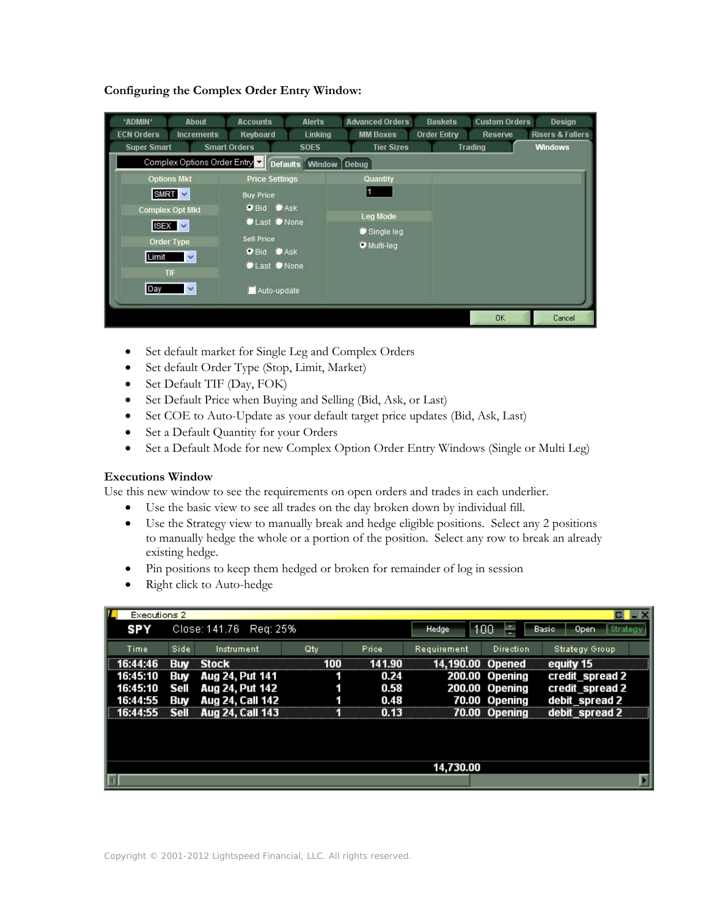**Configuring the Complex Order Entry Window:**

- Set default market for Single Leg and Complex Orders
- Set default Order Type (Stop, Limit, Market)
- Set Default TIF (Day, FOK)
- Set Default Price when Buying and Selling (Bid, Ask, or Last)
- Set COE to Auto-Update as your default target price updates (Bid, Ask, Last)
- Set a Default Quantity for your Orders
- Set a Default Mode for new Complex Option Order Entry Windows (Single or Multi Leg)

**Executions Window**

Use this new window to see the requirements on open orders and trades in each underlier.

- Use the basic view to see all trades on the day broken down by individual fill.
- Use the Strategy view to manually break and hedge eligible positions. Select any 2 positions to manually hedge the whole or a portion of the position. Select any row to break an already existing hedge.
- Pin positions to keep them hedged or broken for remainder of log in session
- Right click to Auto-hedge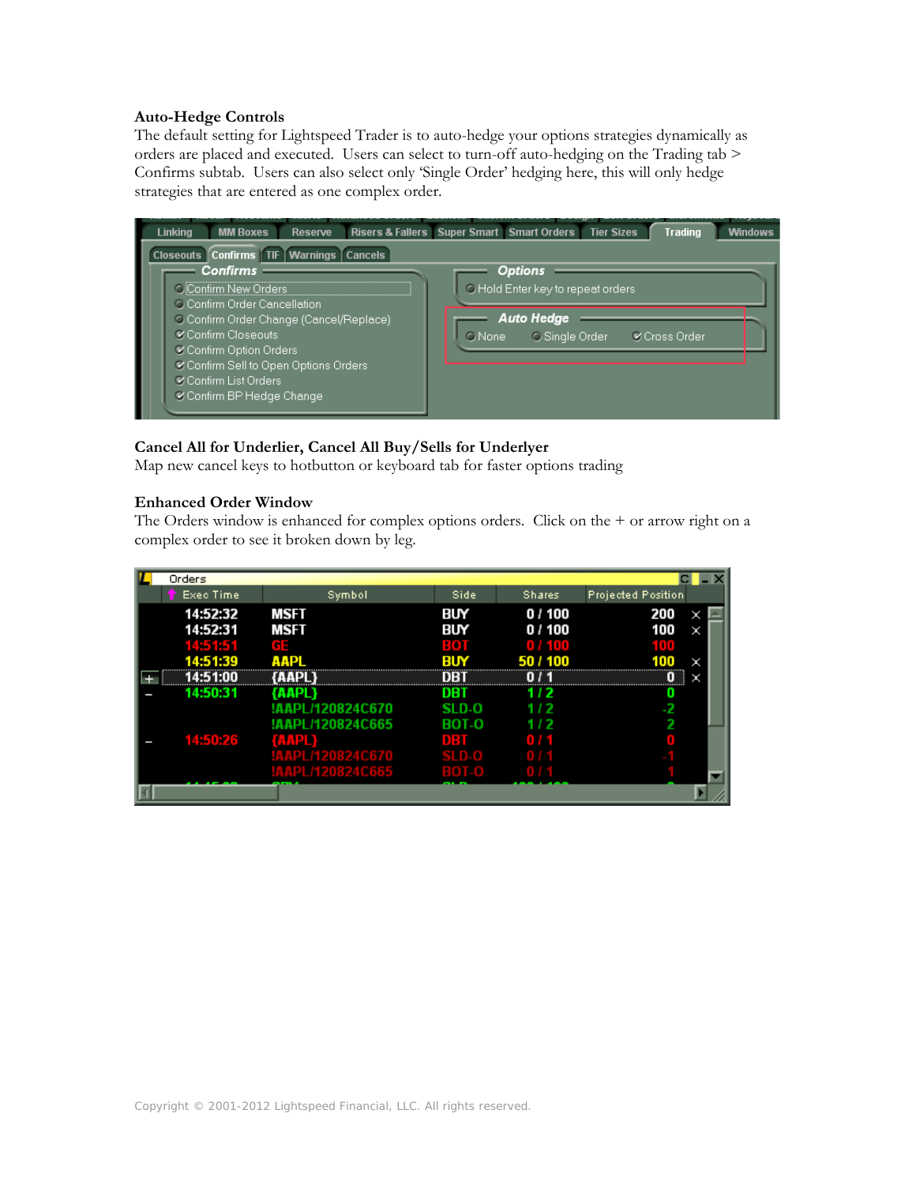**Auto-Hedge Controls**

The default setting for Lightspeed Trader is to auto-hedge your options strategies dynamically as orders are placed and executed. Users can select to turn-off auto-hedging on the Trading tab > Confirms subtab. Users can also select only 'Single Order' hedging here, this will only hedge strategies that are entered as one complex order.

**Cancel All for Underlier, Cancel All Buy/Sells for Underlyer**

Map new cancel keys to hotbutton or keyboard tab for faster options trading

**Enhanced Order Window**

The Orders window is enhanced for complex options orders. Click on the + or arrow right on a complex order to see it broken down by leg.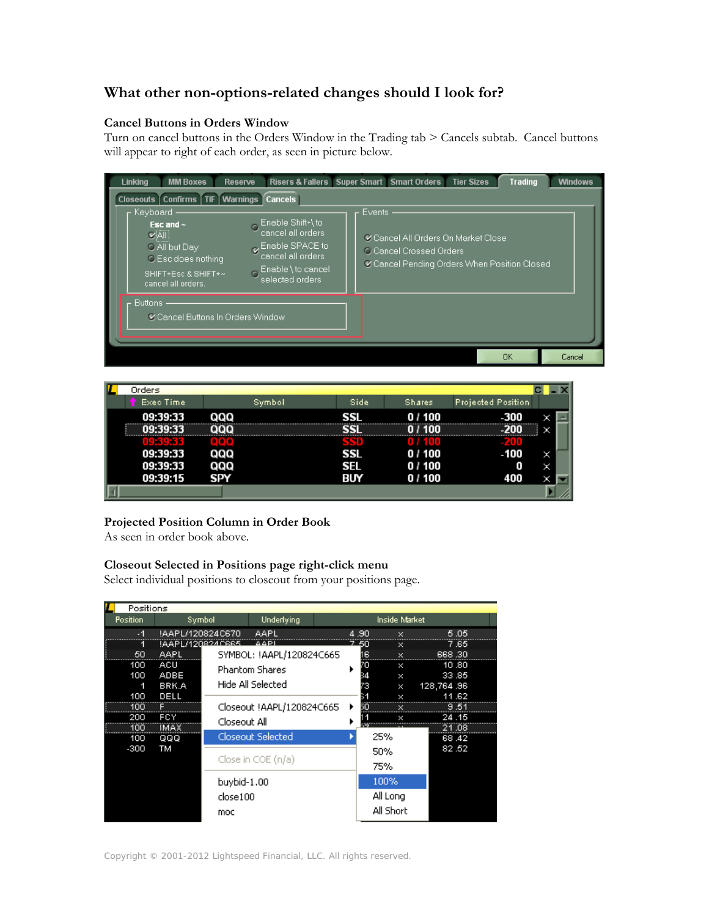## What other non-options-related changes should I look for?

### Cancel Buttons in Orders Window

Turn on cancel buttons in the Orders Window in the Trading tab > Cancels subtab. Cancel buttons will appear to right of each order, as seen in picture below.

### Projected Position Column in Order Book

As seen in order book above.

### Closeout Selected in Positions page right-click menu

Select individual positions to closeout from your positions page.

Copyright © 2001-2012 Lightspeed Financial, LLC. All rights reserved.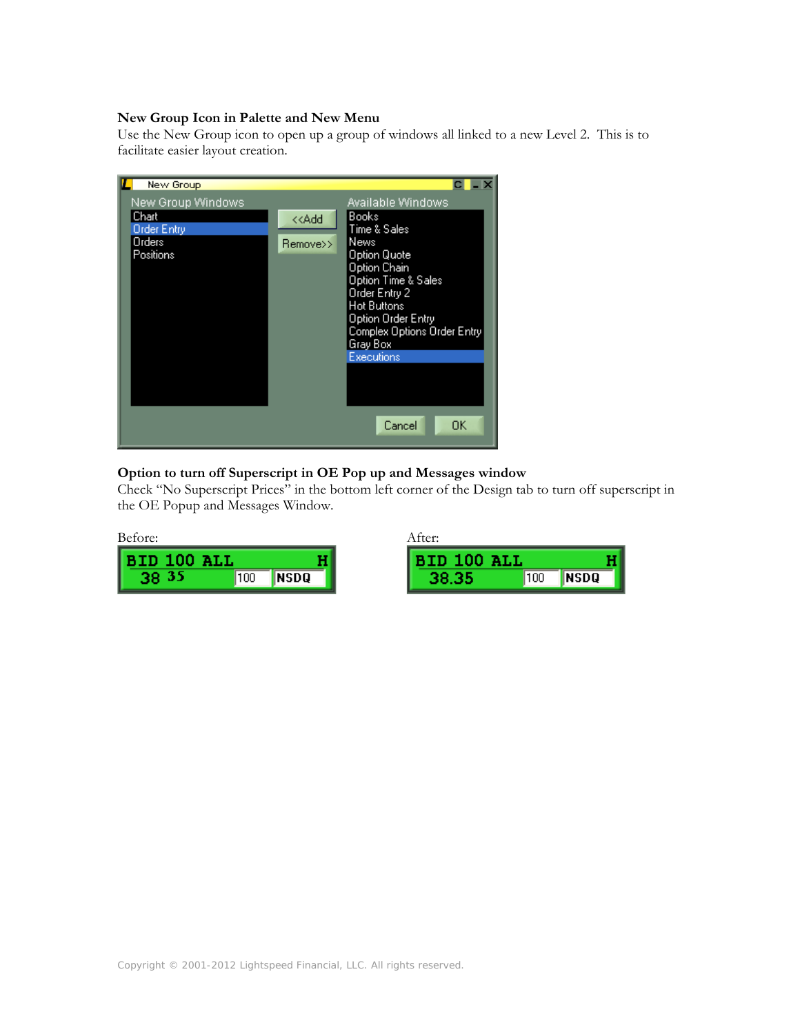**New Group Icon in Palette and New Menu**

Use the New Group icon to open up a group of windows all linked to a new Level 2. This is to facilitate easier layout creation.

**Option to turn off Superscript in OE Pop up and Messages window**

Check "No Superscript Prices" in the bottom left corner of the Design tab to turn off superscript in the OE Popup and Messages Window.

Before:

After: